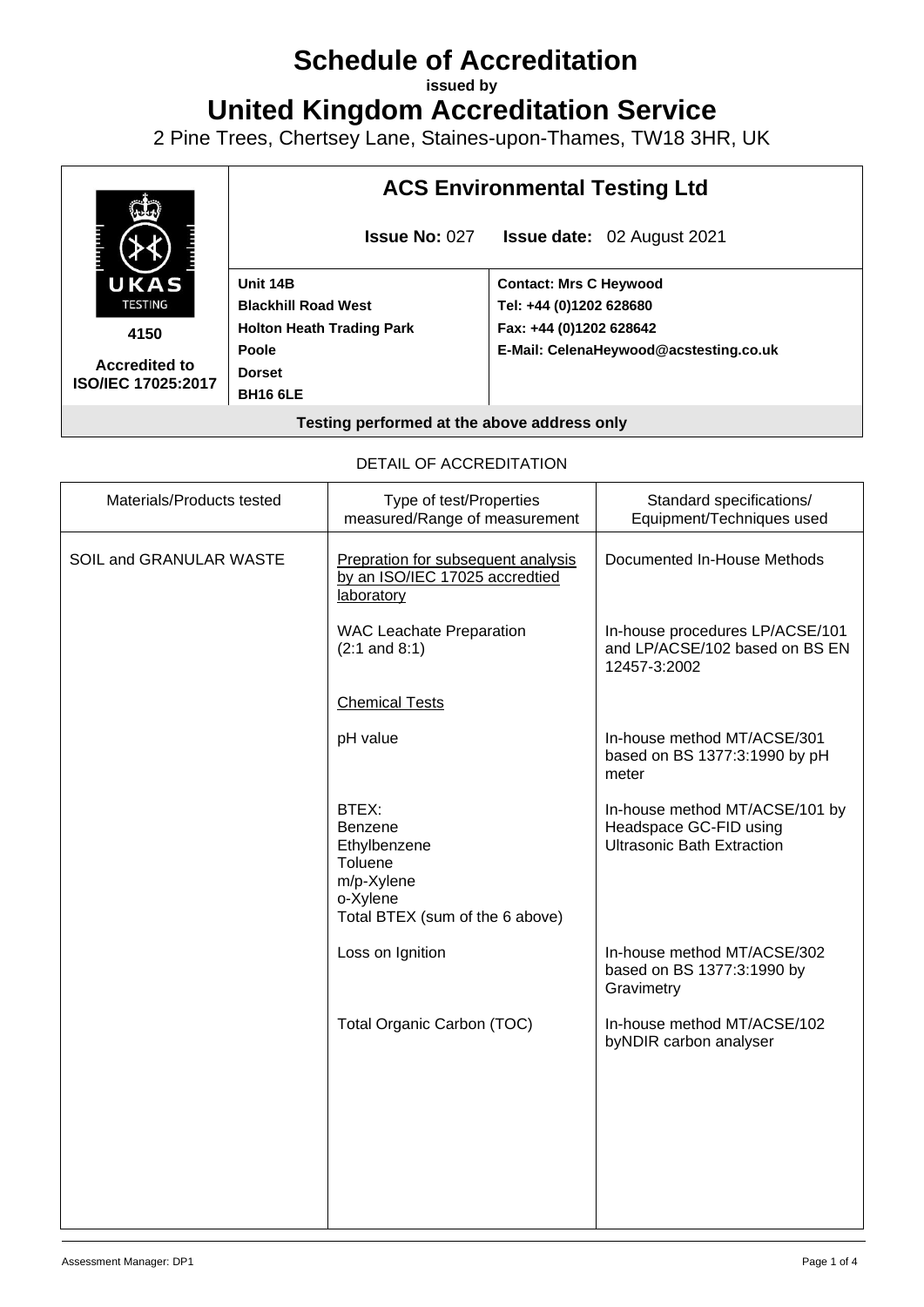# Schedule of Accreditation

**issued by**

# United Kingdom Accreditation Service

2 Pine Trees, Chertsey Lane, Staines-upon-Thames, TW18 3HR, UK

| | **ACS Environmental Testing Ltd** | |
|---|---|---|
| | **Issue No:** 027 | **Issue date:** 02 August 2021 |
| UKAS TESTING 4150 Accredited to ISO/IEC 17025:2017 | **Unit 14B**<br>**Blackhill Road West**<br>**Holton Heath Trading Park**<br>**Poole**<br>**Dorset**<br>**BH16 6LE** | **Contact: Mrs C Heywood**<br>**Tel: +44 (0)1202 628680**<br>**Fax: +44 (0)1202 628642**<br>**E-Mail: CelenaHeywood@acstesting.co.uk** |
| **Testing performed at the above address only** | | |

DETAIL OF ACCREDITATION

| Materials/Products tested | Type of test/Properties measured/Range of measurement | Standard specifications/ Equipment/Techniques used |
|---|---|---|
| SOIL and GRANULAR WASTE | Prepration for subsequent analysis by an ISO/IEC 17025 accredtied laboratory | Documented In-House Methods |
| | WAC Leachate Preparation (2:1 and 8:1) | In-house procedures LP/ACSE/101 and LP/ACSE/102 based on BS EN 12457-3:2002 |
| | Chemical Tests | |
| | pH value | In-house method MT/ACSE/301 based on BS 1377:3:1990 by pH meter |
| | BTEX:<br>Benzene<br>Ethylbenzene<br>Toluene<br>m/p-Xylene<br>o-Xylene<br>Total BTEX (sum of the 6 above) | In-house method MT/ACSE/101 by Headspace GC-FID using Ultrasonic Bath Extraction |
| | Loss on Ignition | In-house method MT/ACSE/302 based on BS 1377:3:1990 by Gravimetry |
| | Total Organic Carbon (TOC) | In-house method MT/ACSE/102 byNDIR carbon analyser |

Assessment Manager: DP1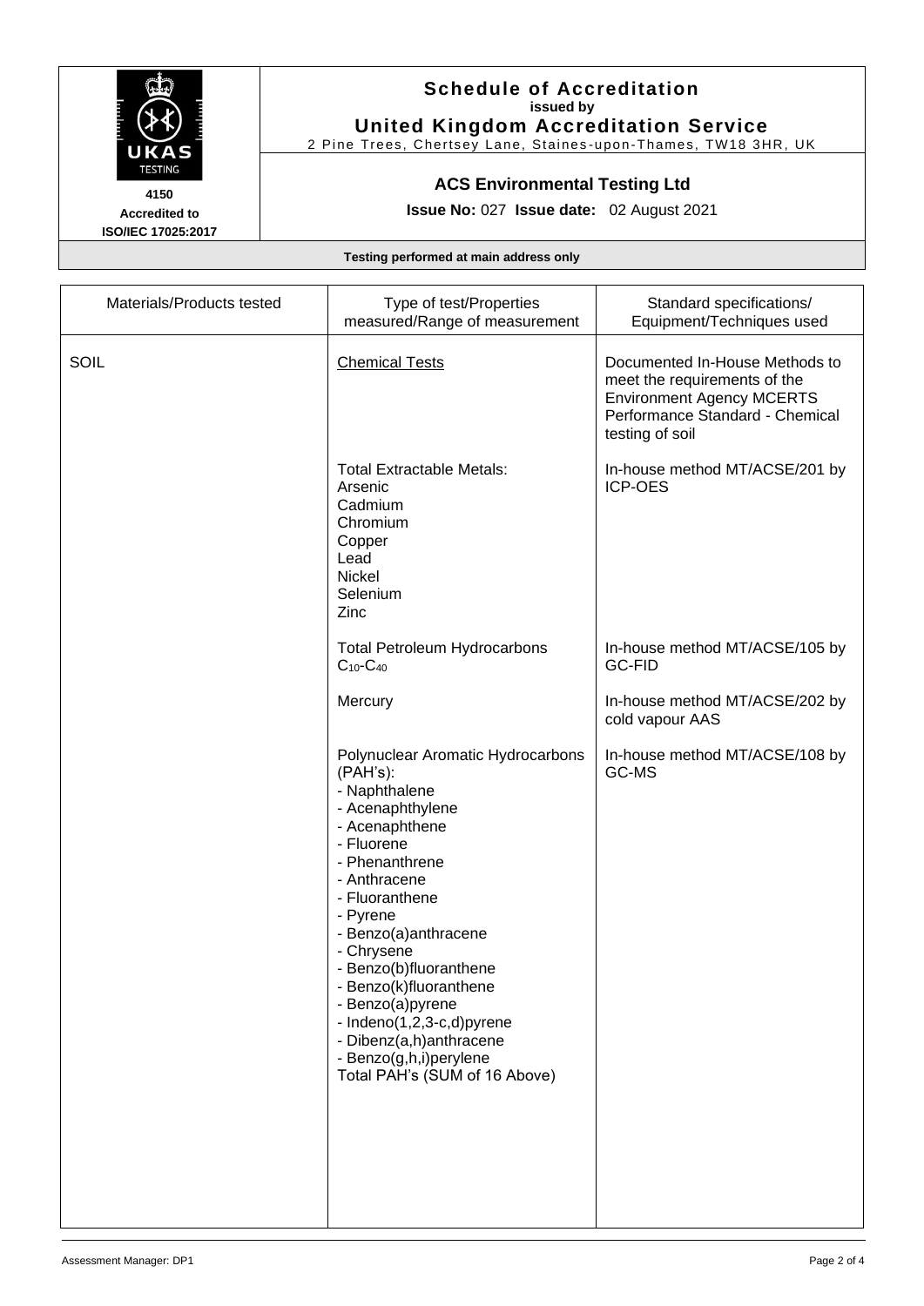# Schedule of Accreditation

**issued by**

**United Kingdom Accreditation Service**

2 Pine Trees, Chertsey Lane, Staines-upon-Thames, TW18 3HR, UK

**4150**
**Accredited to**
**ISO/IEC 17025:2017**

## ACS Environmental Testing Ltd

**Issue No:** 027 **Issue date:** 02 August 2021

**Testing performed at main address only**

| Materials/Products tested | Type of test/Properties measured/Range of measurement | Standard specifications/ Equipment/Techniques used |
|---|---|---|
| SOIL | Chemical Tests | Documented In-House Methods to meet the requirements of the Environment Agency MCERTS Performance Standard - Chemical testing of soil |
| | Total Extractable Metals:<br>Arsenic<br>Cadmium<br>Chromium<br>Copper<br>Lead<br>Nickel<br>Selenium<br>Zinc | In-house method MT/ACSE/201 by ICP-OES |
| | Total Petroleum Hydrocarbons $C_{10}$-$C_{40}$ | In-house method MT/ACSE/105 by GC-FID |
| | Mercury | In-house method MT/ACSE/202 by cold vapour AAS |
| | Polynuclear Aromatic Hydrocarbons (PAH's):<br>- Naphthalene<br>- Acenaphthylene<br>- Acenaphthene<br>- Fluorene<br>- Phenanthrene<br>- Anthracene<br>- Fluoranthene<br>- Pyrene<br>- Benzo(a)anthracene<br>- Chrysene<br>- Benzo(b)fluoranthene<br>- Benzo(k)fluoranthene<br>- Benzo(a)pyrene<br>- Indeno(1,2,3-c,d)pyrene<br>- Dibenz(a,h)anthracene<br>- Benzo(g,h,i)perylene<br>Total PAH's (SUM of 16 Above) | In-house method MT/ACSE/108 by GC-MS |

Assessment Manager: DP1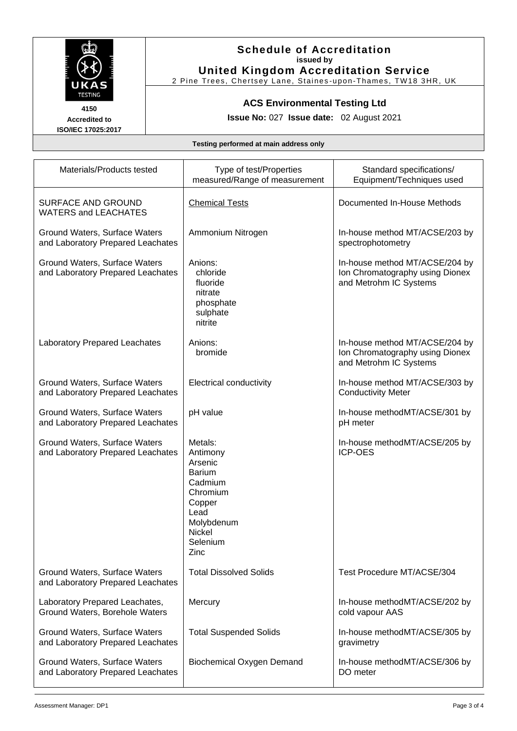**4150**
**Accredited to**
**ISO/IEC 17025:2017**

# Schedule of Accreditation
**issued by**
## United Kingdom Accreditation Service
2 Pine Trees, Chertsey Lane, Staines-upon-Thames, TW18 3HR, UK

### ACS Environmental Testing Ltd

**Issue No:** 027 **Issue date:** 02 August 2021

**Testing performed at main address only**

| Materials/Products tested | Type of test/Properties measured/Range of measurement | Standard specifications/ Equipment/Techniques used |
|---|---|---|
| SURFACE AND GROUND WATERS and LEACHATES | Chemical Tests | Documented In-House Methods |
| Ground Waters, Surface Waters and Laboratory Prepared Leachates | Ammonium Nitrogen | In-house method MT/ACSE/203 by spectrophotometry |
| Ground Waters, Surface Waters and Laboratory Prepared Leachates | Anions:<br>chloride<br>fluoride<br>nitrate<br>phosphate<br>sulphate<br>nitrite | In-house method MT/ACSE/204 by Ion Chromatography using Dionex and Metrohm IC Systems |
| Laboratory Prepared Leachates | Anions:<br>bromide | In-house method MT/ACSE/204 by Ion Chromatography using Dionex and Metrohm IC Systems |
| Ground Waters, Surface Waters and Laboratory Prepared Leachates | Electrical conductivity | In-house method MT/ACSE/303 by Conductivity Meter |
| Ground Waters, Surface Waters and Laboratory Prepared Leachates | pH value | In-house methodMT/ACSE/301 by pH meter |
| Ground Waters, Surface Waters and Laboratory Prepared Leachates | Metals:<br>Antimony<br>Arsenic<br>Barium<br>Cadmium<br>Chromium<br>Copper<br>Lead<br>Molybdenum<br>Nickel<br>Selenium<br>Zinc | In-house methodMT/ACSE/205 by ICP-OES |
| Ground Waters, Surface Waters and Laboratory Prepared Leachates | Total Dissolved Solids | Test Procedure MT/ACSE/304 |
| Laboratory Prepared Leachates, Ground Waters, Borehole Waters | Mercury | In-house methodMT/ACSE/202 by cold vapour AAS |
| Ground Waters, Surface Waters and Laboratory Prepared Leachates | Total Suspended Solids | In-house methodMT/ACSE/305 by gravimetry |
| Ground Waters, Surface Waters and Laboratory Prepared Leachates | Biochemical Oxygen Demand | In-house methodMT/ACSE/306 by DO meter |

Assessment Manager: DP1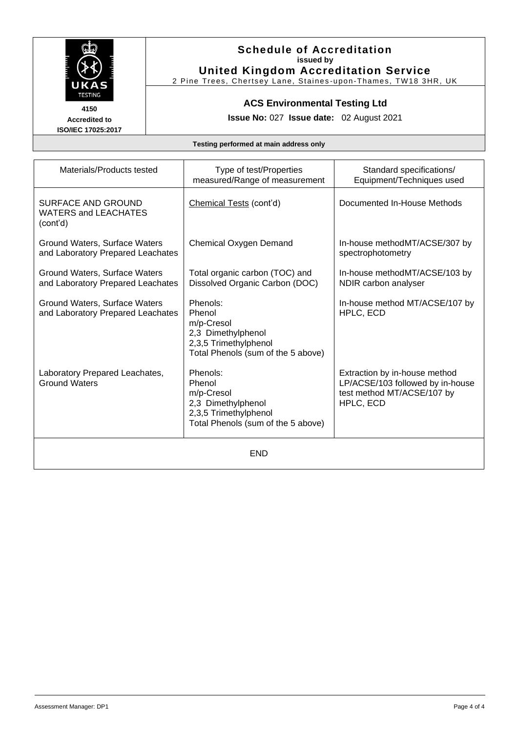# Schedule of Accreditation

**issued by**

**United Kingdom Accreditation Service**

2 Pine Trees, Chertsey Lane, Staines-upon-Thames, TW18 3HR, UK

**4150**

**Accredited to ISO/IEC 17025:2017**

## ACS Environmental Testing Ltd

**Issue No:** 027 **Issue date:** 02 August 2021

**Testing performed at main address only**

| Materials/Products tested | Type of test/Properties measured/Range of measurement | Standard specifications/ Equipment/Techniques used |
|---|---|---|
| SURFACE AND GROUND WATERS and LEACHATES (cont'd) | Chemical Tests (cont'd) | Documented In-House Methods |
| Ground Waters, Surface Waters and Laboratory Prepared Leachates | Chemical Oxygen Demand | In-house methodMT/ACSE/307 by spectrophotometry |
| Ground Waters, Surface Waters and Laboratory Prepared Leachates | Total organic carbon (TOC) and Dissolved Organic Carbon (DOC) | In-house methodMT/ACSE/103 by NDIR carbon analyser |
| Ground Waters, Surface Waters and Laboratory Prepared Leachates | Phenols:<br>Phenol<br>m/p-Cresol<br>2,3 Dimethylphenol<br>2,3,5 Trimethylphenol<br>Total Phenols (sum of the 5 above) | In-house method MT/ACSE/107 by HPLC, ECD |
| Laboratory Prepared Leachates, Ground Waters | Phenols:<br>Phenol<br>m/p-Cresol<br>2,3 Dimethylphenol<br>2,3,5 Trimethylphenol<br>Total Phenols (sum of the 5 above) | Extraction by in-house method LP/ACSE/103 followed by in-house test method MT/ACSE/107 by HPLC, ECD |

END

Assessment Manager: DP1